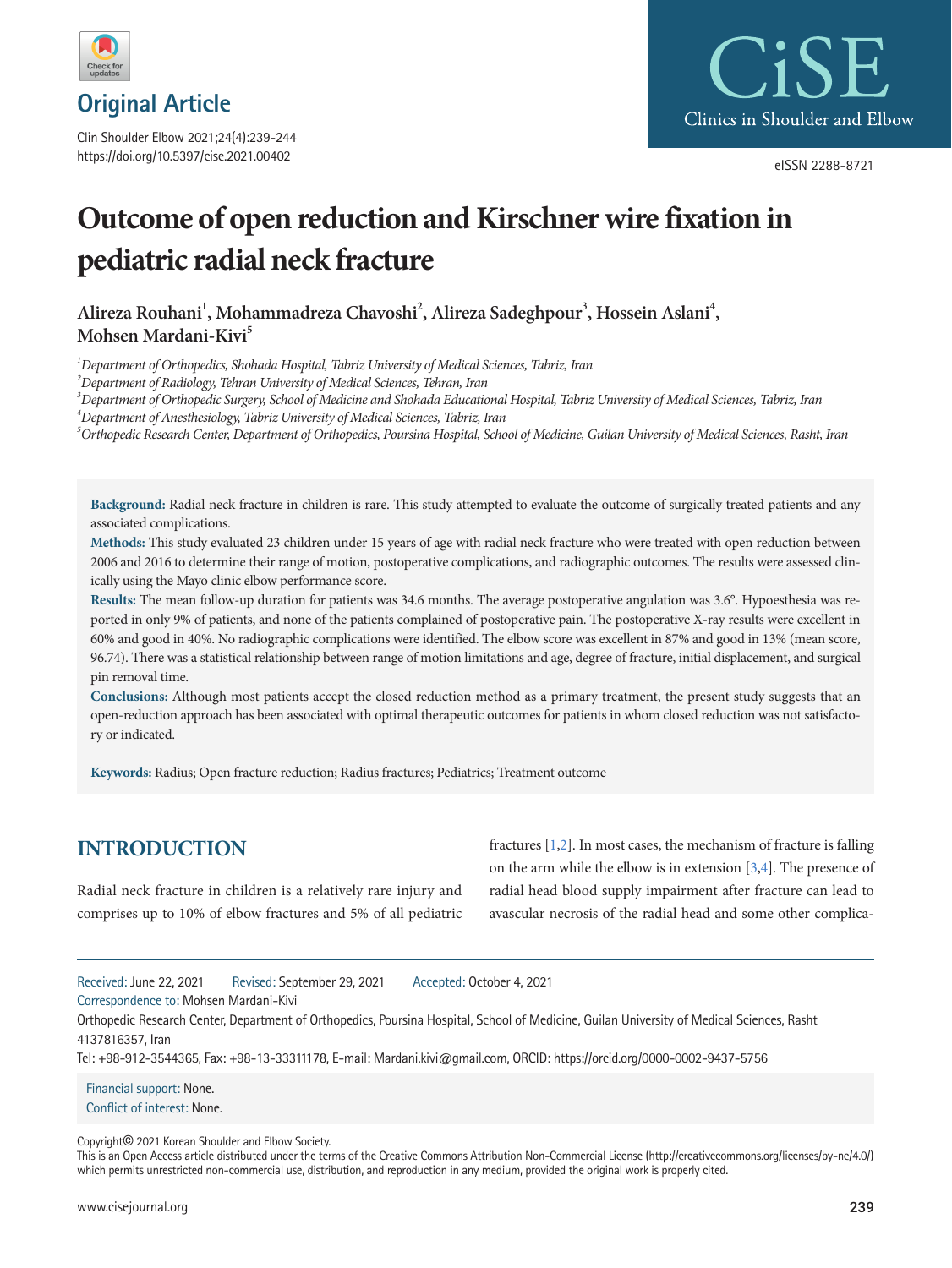Original Article

# Outcome of open reduction and Kirschner wire fixation in pediatric radial neck fracture

**Alireza Rouhani[1], Mohammadreza Chavoshi[2], Alireza Sadeghpour[3], Hossein Aslani[4], Mohsen Mardani-Kivi[5]**

[1]*Department of Orthopedics, Shohada Hospital, Tabriz University of Medical Sciences, Tabriz, Iran*
[2]*Department of Radiology, Tehran University of Medical Sciences, Tehran, Iran*
[3]*Department of Orthopedic Surgery, School of Medicine and Shohada Educational Hospital, Tabriz University of Medical Sciences, Tabriz, Iran*
[4]*Department of Anesthesiology, Tabriz University of Medical Sciences, Tabriz, Iran*
[5]*Orthopedic Research Center, Department of Orthopedics, Poursina Hospital, School of Medicine, Guilan University of Medical Sciences, Rasht, Iran*

**Background:** Radial neck fracture in children is rare. This study attempted to evaluate the outcome of surgically treated patients and any associated complications.

**Methods:** This study evaluated 23 children under 15 years of age with radial neck fracture who were treated with open reduction between 2006 and 2016 to determine their range of motion, postoperative complications, and radiographic outcomes. The results were assessed clinically using the Mayo clinic elbow performance score.

**Results:** The mean follow-up duration for patients was 34.6 months. The average postoperative angulation was 3.6°. Hypoesthesia was reported in only 9% of patients, and none of the patients complained of postoperative pain. The postoperative X-ray results were excellent in 60% and good in 40%. No radiographic complications were identified. The elbow score was excellent in 87% and good in 13% (mean score, 96.74). There was a statistical relationship between range of motion limitations and age, degree of fracture, initial displacement, and surgical pin removal time.

**Conclusions:** Although most patients accept the closed reduction method as a primary treatment, the present study suggests that an open-reduction approach has been associated with optimal therapeutic outcomes for patients in whom closed reduction was not satisfactory or indicated.

**Keywords:** Radius; Open fracture reduction; Radius fractures; Pediatrics; Treatment outcome

## INTRODUCTION

Radial neck fracture in children is a relatively rare injury and comprises up to 10% of elbow fractures and 5% of all pediatric fractures [1,2]. In most cases, the mechanism of fracture is falling on the arm while the elbow is in extension [3,4]. The presence of radial head blood supply impairment after fracture can lead to avascular necrosis of the radial head and some other complica-

Received: June 22, 2021 Revised: September 29, 2021 Accepted: October 4, 2021

Correspondence to: Mohsen Mardani-Kivi

Orthopedic Research Center, Department of Orthopedics, Poursina Hospital, School of Medicine, Guilan University of Medical Sciences, Rasht 4137816357, Iran

Tel: +98-912-3544365, Fax: +98-13-33311178, E-mail: Mardani.kivi@gmail.com, ORCID: https://orcid.org/0000-0002-9437-5756

Financial support: None.
Conflict of interest: None.

Copyright© 2021 Korean Shoulder and Elbow Society.
This is an Open Access article distributed under the terms of the Creative Commons Attribution Non-Commercial License (http://creativecommons.org/licenses/by-nc/4.0/) which permits unrestricted non-commercial use, distribution, and reproduction in any medium, provided the original work is properly cited.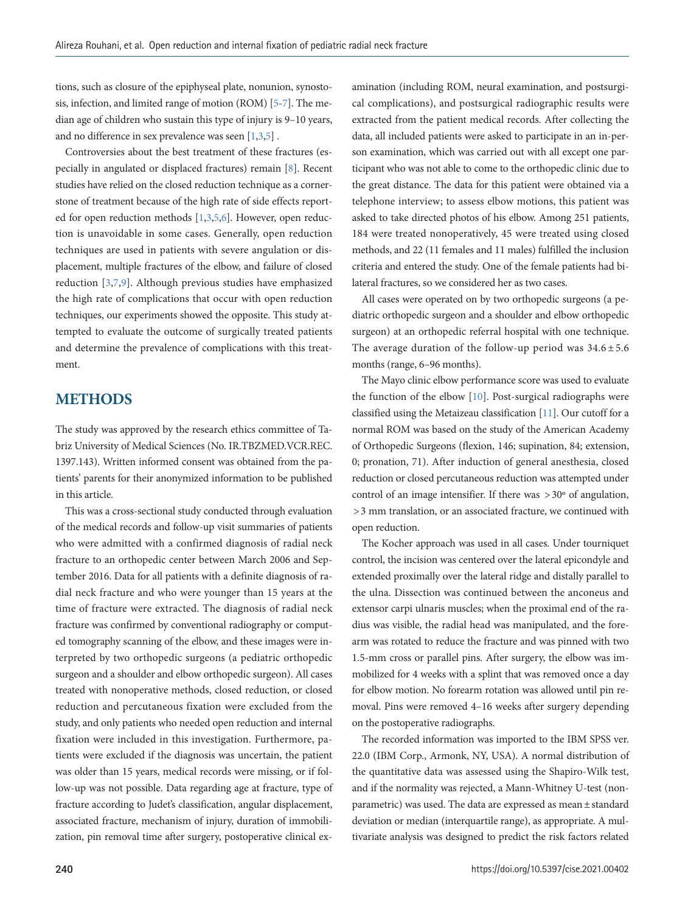tions, such as closure of the epiphyseal plate, nonunion, synostosis, infection, and limited range of motion (ROM) [5-7]. The median age of children who sustain this type of injury is 9–10 years, and no difference in sex prevalence was seen [1,3,5] .

Controversies about the best treatment of these fractures (especially in angulated or displaced fractures) remain [8]. Recent studies have relied on the closed reduction technique as a cornerstone of treatment because of the high rate of side effects reported for open reduction methods [1,3,5,6]. However, open reduction is unavoidable in some cases. Generally, open reduction techniques are used in patients with severe angulation or displacement, multiple fractures of the elbow, and failure of closed reduction [3,7,9]. Although previous studies have emphasized the high rate of complications that occur with open reduction techniques, our experiments showed the opposite. This study attempted to evaluate the outcome of surgically treated patients and determine the prevalence of complications with this treatment.

## METHODS

The study was approved by the research ethics committee of Tabriz University of Medical Sciences (No. IR.TBZMED.VCR.REC.1397.143). Written informed consent was obtained from the patients' parents for their anonymized information to be published in this article.

This was a cross-sectional study conducted through evaluation of the medical records and follow-up visit summaries of patients who were admitted with a confirmed diagnosis of radial neck fracture to an orthopedic center between March 2006 and September 2016. Data for all patients with a definite diagnosis of radial neck fracture and who were younger than 15 years at the time of fracture were extracted. The diagnosis of radial neck fracture was confirmed by conventional radiography or computed tomography scanning of the elbow, and these images were interpreted by two orthopedic surgeons (a pediatric orthopedic surgeon and a shoulder and elbow orthopedic surgeon). All cases treated with nonoperative methods, closed reduction, or closed reduction and percutaneous fixation were excluded from the study, and only patients who needed open reduction and internal fixation were included in this investigation. Furthermore, patients were excluded if the diagnosis was uncertain, the patient was older than 15 years, medical records were missing, or if follow-up was not possible. Data regarding age at fracture, type of fracture according to Judet's classification, angular displacement, associated fracture, mechanism of injury, duration of immobilization, pin removal time after surgery, postoperative clinical examination (including ROM, neural examination, and postsurgical complications), and postsurgical radiographic results were extracted from the patient medical records. After collecting the data, all included patients were asked to participate in an in-person examination, which was carried out with all except one participant who was not able to come to the orthopedic clinic due to the great distance. The data for this patient were obtained via a telephone interview; to assess elbow motions, this patient was asked to take directed photos of his elbow. Among 251 patients, 184 were treated nonoperatively, 45 were treated using closed methods, and 22 (11 females and 11 males) fulfilled the inclusion criteria and entered the study. One of the female patients had bilateral fractures, so we considered her as two cases.

All cases were operated on by two orthopedic surgeons (a pediatric orthopedic surgeon and a shoulder and elbow orthopedic surgeon) at an orthopedic referral hospital with one technique. The average duration of the follow-up period was $34.6 \pm 5.6$ months (range, 6–96 months).

The Mayo clinic elbow performance score was used to evaluate the function of the elbow [10]. Post-surgical radiographs were classified using the Metaizeau classification [11]. Our cutoff for a normal ROM was based on the study of the American Academy of Orthopedic Surgeons (flexion, 146; supination, 84; extension, 0; pronation, 71). After induction of general anesthesia, closed reduction or closed percutaneous reduction was attempted under control of an image intensifier. If there was $>30^{o}$ of angulation, $>3$ mm translation, or an associated fracture, we continued with open reduction.

The Kocher approach was used in all cases. Under tourniquet control, the incision was centered over the lateral epicondyle and extended proximally over the lateral ridge and distally parallel to the ulna. Dissection was continued between the anconeus and extensor carpi ulnaris muscles; when the proximal end of the radius was visible, the radial head was manipulated, and the forearm was rotated to reduce the fracture and was pinned with two 1.5-mm cross or parallel pins. After surgery, the elbow was immobilized for 4 weeks with a splint that was removed once a day for elbow motion. No forearm rotation was allowed until pin removal. Pins were removed 4–16 weeks after surgery depending on the postoperative radiographs.

The recorded information was imported to the IBM SPSS ver. 22.0 (IBM Corp., Armonk, NY, USA). A normal distribution of the quantitative data was assessed using the Shapiro-Wilk test, and if the normality was rejected, a Mann-Whitney U-test (nonparametric) was used. The data are expressed as mean ± standard deviation or median (interquartile range), as appropriate. A multivariate analysis was designed to predict the risk factors related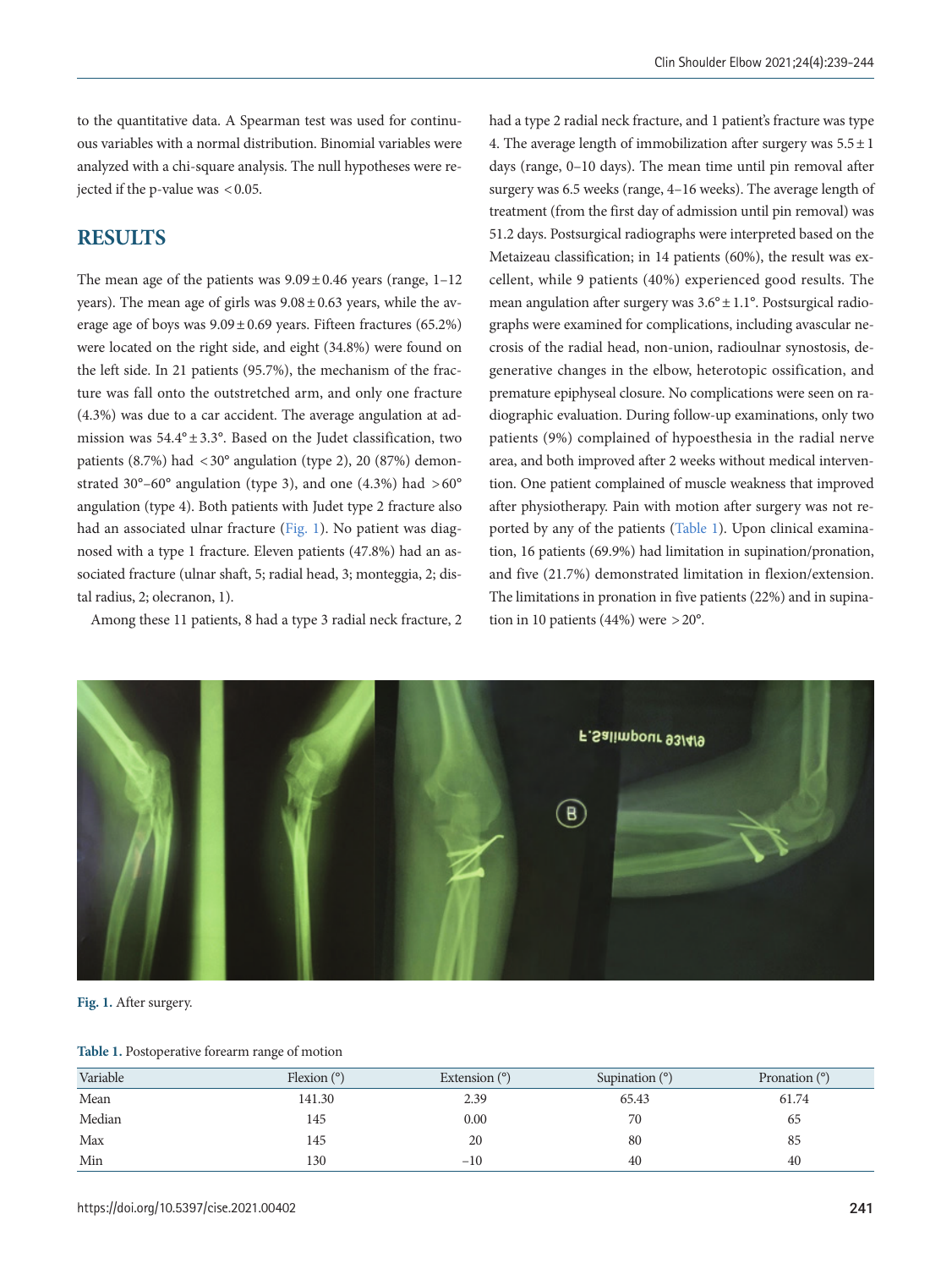to the quantitative data. A Spearman test was used for continuous variables with a normal distribution. Binomial variables were analyzed with a chi-square analysis. The null hypotheses were rejected if the p-value was $<0.05$.

## RESULTS

The mean age of the patients was $9.09 \pm 0.46$ years (range, 1–12 years). The mean age of girls was $9.08 \pm 0.63$ years, while the average age of boys was $9.09 \pm 0.69$ years. Fifteen fractures (65.2%) were located on the right side, and eight (34.8%) were found on the left side. In 21 patients (95.7%), the mechanism of the fracture was fall onto the outstretched arm, and only one fracture (4.3%) was due to a car accident. The average angulation at admission was $54.4° \pm 3.3°$. Based on the Judet classification, two patients (8.7%) had $<30°$ angulation (type 2), 20 (87%) demonstrated 30°–60° angulation (type 3), and one (4.3%) had $>60°$ angulation (type 4). Both patients with Judet type 2 fracture also had an associated ulnar fracture (Fig. 1). No patient was diagnosed with a type 1 fracture. Eleven patients (47.8%) had an associated fracture (ulnar shaft, 5; radial head, 3; monteggia, 2; distal radius, 2; olecranon, 1).

Among these 11 patients, 8 had a type 3 radial neck fracture, 2 had a type 2 radial neck fracture, and 1 patient's fracture was type 4. The average length of immobilization after surgery was $5.5 \pm 1$ days (range, 0–10 days). The mean time until pin removal after surgery was 6.5 weeks (range, 4–16 weeks). The average length of treatment (from the first day of admission until pin removal) was 51.2 days. Postsurgical radiographs were interpreted based on the Metaizeau classification; in 14 patients (60%), the result was excellent, while 9 patients (40%) experienced good results. The mean angulation after surgery was $3.6° \pm 1.1°$. Postsurgical radiographs were examined for complications, including avascular necrosis of the radial head, non-union, radioulnar synostosis, degenerative changes in the elbow, heterotopic ossification, and premature epiphyseal closure. No complications were seen on radiographic evaluation. During follow-up examinations, only two patients (9%) complained of hypoesthesia in the radial nerve area, and both improved after 2 weeks without medical intervention. One patient complained of muscle weakness that improved after physiotherapy. Pain with motion after surgery was not reported by any of the patients (Table 1). Upon clinical examination, 16 patients (69.9%) had limitation in supination/pronation, and five (21.7%) demonstrated limitation in flexion/extension. The limitations in pronation in five patients (22%) and in supination in 10 patients (44%) were $>20°$.

**Fig. 1.** After surgery.

**Table 1.** Postoperative forearm range of motion

| Variable | Flexion (°) | Extension (°) | Supination (°) | Pronation (°) |
|---|---|---|---|---|
| Mean | 141.30 | 2.39 | 65.43 | 61.74 |
| Median | 145 | 0.00 | 70 | 65 |
| Max | 145 | 20 | 80 | 85 |
| Min | 130 | −10 | 40 | 40 |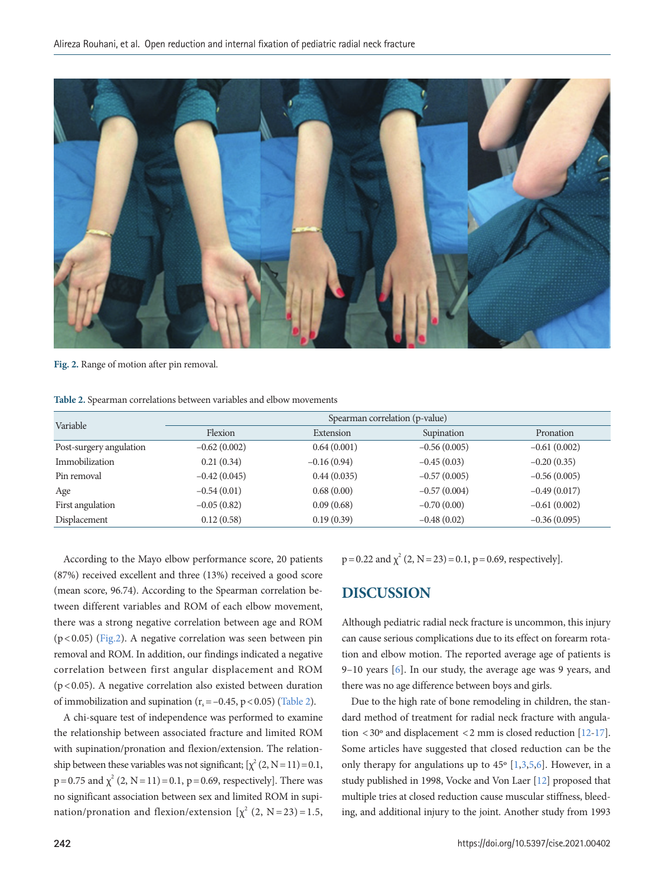Fig. 2. Range of motion after pin removal.

**Table 2.** Spearman correlations between variables and elbow movements

| Variable | Spearman correlation (p-value) | | | |
|---|---|---|---|---|
| | Flexion | Extension | Supination | Pronation |
| Post-surgery angulation | –0.62 (0.002) | 0.64 (0.001) | –0.56 (0.005) | –0.61 (0.002) |
| Immobilization | 0.21 (0.34) | –0.16 (0.94) | –0.45 (0.03) | –0.20 (0.35) |
| Pin removal | –0.42 (0.045) | 0.44 (0.035) | –0.57 (0.005) | –0.56 (0.005) |
| Age | –0.54 (0.01) | 0.68 (0.00) | –0.57 (0.004) | –0.49 (0.017) |
| First angulation | –0.05 (0.82) | 0.09 (0.68) | –0.70 (0.00) | –0.61 (0.002) |
| Displacement | 0.12 (0.58) | 0.19 (0.39) | –0.48 (0.02) | –0.36 (0.095) |

According to the Mayo elbow performance score, 20 patients (87%) received excellent and three (13%) received a good score (mean score, 96.74). According to the Spearman correlation between different variables and ROM of each elbow movement, there was a strong negative correlation between age and ROM ($p < 0.05$) (Fig.2). A negative correlation was seen between pin removal and ROM. In addition, our findings indicated a negative correlation between first angular displacement and ROM ($p < 0.05$). A negative correlation also existed between duration of immobilization and supination ($r_s = -0.45$, $p < 0.05$) (Table 2).

A chi-square test of independence was performed to examine the relationship between associated fracture and limited ROM with supination/pronation and flexion/extension. The relationship between these variables was not significant; [$\chi^2$ (2, N = 11) = 0.1, p = 0.75 and $\chi^2$ (2, N = 11) = 0.1, p = 0.69, respectively]. There was no significant association between sex and limited ROM in supination/pronation and flexion/extension [$\chi^2$ (2, N = 23) = 1.5, p = 0.22 and $\chi^2$ (2, N = 23) = 0.1, p = 0.69, respectively].

## DISCUSSION

Although pediatric radial neck fracture is uncommon, this injury can cause serious complications due to its effect on forearm rotation and elbow motion. The reported average age of patients is 9–10 years [6]. In our study, the average age was 9 years, and there was no age difference between boys and girls.

Due to the high rate of bone remodeling in children, the standard method of treatment for radial neck fracture with angulation < 30° and displacement < 2 mm is closed reduction [12-17]. Some articles have suggested that closed reduction can be the only therapy for angulations up to 45° [1,3,5,6]. However, in a study published in 1998, Vocke and Von Laer [12] proposed that multiple tries at closed reduction cause muscular stiffness, bleeding, and additional injury to the joint. Another study from 1993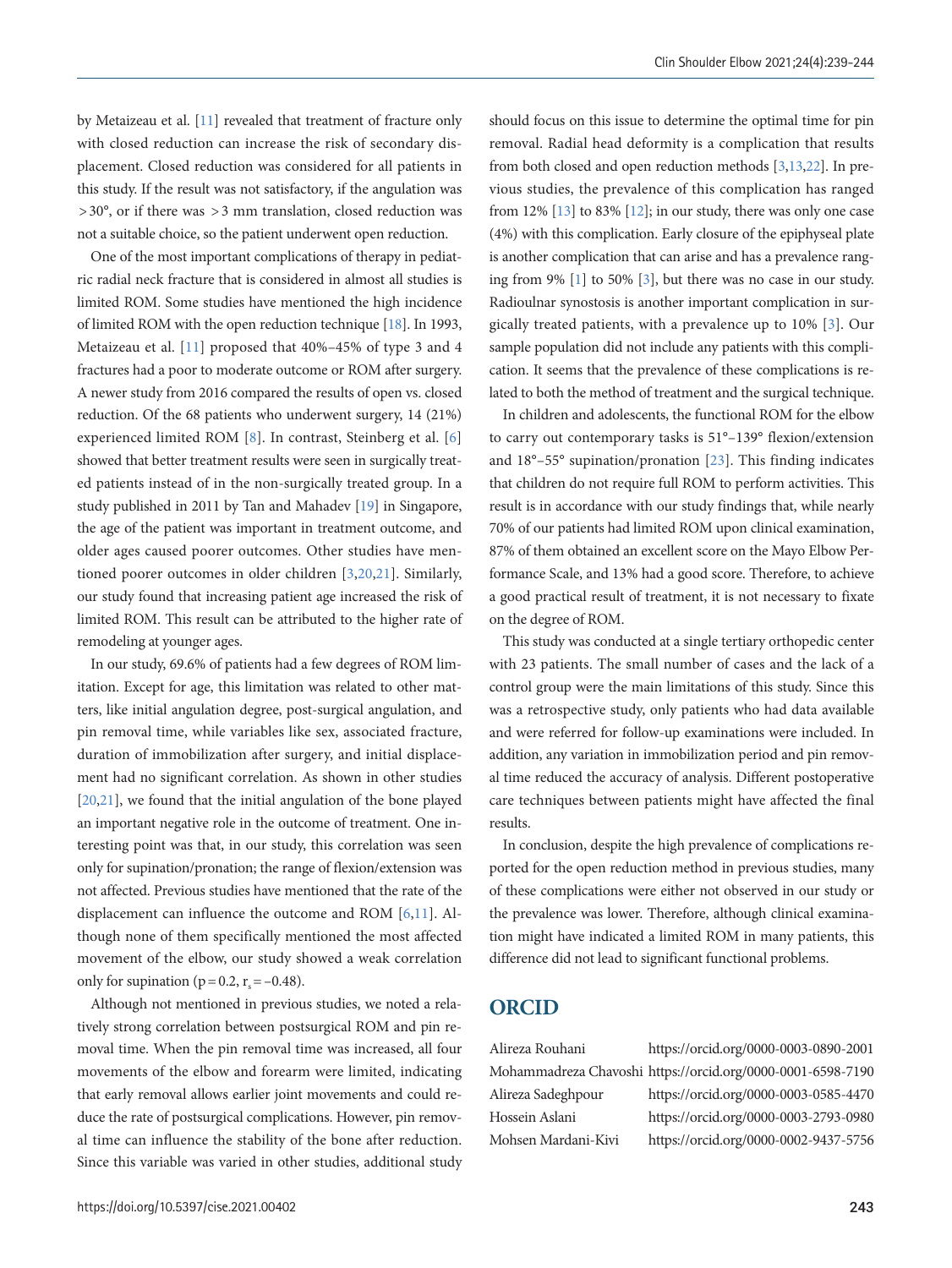by Metaizeau et al. [11] revealed that treatment of fracture only with closed reduction can increase the risk of secondary displacement. Closed reduction was considered for all patients in this study. If the result was not satisfactory, if the angulation was >30°, or if there was >3 mm translation, closed reduction was not a suitable choice, so the patient underwent open reduction.

One of the most important complications of therapy in pediatric radial neck fracture that is considered in almost all studies is limited ROM. Some studies have mentioned the high incidence of limited ROM with the open reduction technique [18]. In 1993, Metaizeau et al. [11] proposed that 40%–45% of type 3 and 4 fractures had a poor to moderate outcome or ROM after surgery. A newer study from 2016 compared the results of open vs. closed reduction. Of the 68 patients who underwent surgery, 14 (21%) experienced limited ROM [8]. In contrast, Steinberg et al. [6] showed that better treatment results were seen in surgically treated patients instead of in the non-surgically treated group. In a study published in 2011 by Tan and Mahadev [19] in Singapore, the age of the patient was important in treatment outcome, and older ages caused poorer outcomes. Other studies have mentioned poorer outcomes in older children [3,20,21]. Similarly, our study found that increasing patient age increased the risk of limited ROM. This result can be attributed to the higher rate of remodeling at younger ages.

In our study, 69.6% of patients had a few degrees of ROM limitation. Except for age, this limitation was related to other matters, like initial angulation degree, post-surgical angulation, and pin removal time, while variables like sex, associated fracture, duration of immobilization after surgery, and initial displacement had no significant correlation. As shown in other studies [20,21], we found that the initial angulation of the bone played an important negative role in the outcome of treatment. One interesting point was that, in our study, this correlation was seen only for supination/pronation; the range of flexion/extension was not affected. Previous studies have mentioned that the rate of the displacement can influence the outcome and ROM [6,11]. Although none of them specifically mentioned the most affected movement of the elbow, our study showed a weak correlation only for supination ($p=0.2$, $r_s=-0.48$).

Although not mentioned in previous studies, we noted a relatively strong correlation between postsurgical ROM and pin removal time. When the pin removal time was increased, all four movements of the elbow and forearm were limited, indicating that early removal allows earlier joint movements and could reduce the rate of postsurgical complications. However, pin removal time can influence the stability of the bone after reduction. Since this variable was varied in other studies, additional study should focus on this issue to determine the optimal time for pin removal. Radial head deformity is a complication that results from both closed and open reduction methods [3,13,22]. In previous studies, the prevalence of this complication has ranged from 12% [13] to 83% [12]; in our study, there was only one case (4%) with this complication. Early closure of the epiphyseal plate is another complication that can arise and has a prevalence ranging from 9% [1] to 50% [3], but there was no case in our study. Radioulnar synostosis is another important complication in surgically treated patients, with a prevalence up to 10% [3]. Our sample population did not include any patients with this complication. It seems that the prevalence of these complications is related to both the method of treatment and the surgical technique.

In children and adolescents, the functional ROM for the elbow to carry out contemporary tasks is 51°–139° flexion/extension and 18°–55° supination/pronation [23]. This finding indicates that children do not require full ROM to perform activities. This result is in accordance with our study findings that, while nearly 70% of our patients had limited ROM upon clinical examination, 87% of them obtained an excellent score on the Mayo Elbow Performance Scale, and 13% had a good score. Therefore, to achieve a good practical result of treatment, it is not necessary to fixate on the degree of ROM.

This study was conducted at a single tertiary orthopedic center with 23 patients. The small number of cases and the lack of a control group were the main limitations of this study. Since this was a retrospective study, only patients who had data available and were referred for follow-up examinations were included. In addition, any variation in immobilization period and pin removal time reduced the accuracy of analysis. Different postoperative care techniques between patients might have affected the final results.

In conclusion, despite the high prevalence of complications reported for the open reduction method in previous studies, many of these complications were either not observed in our study or the prevalence was lower. Therefore, although clinical examination might have indicated a limited ROM in many patients, this difference did not lead to significant functional problems.

## ORCID

| | |
|---|---|
| Alireza Rouhani | https://orcid.org/0000-0003-0890-2001 |
| Mohammadreza Chavoshi | https://orcid.org/0000-0001-6598-7190 |
| Alireza Sadeghpour | https://orcid.org/0000-0003-0585-4470 |
| Hossein Aslani | https://orcid.org/0000-0003-2793-0980 |
| Mohsen Mardani-Kivi | https://orcid.org/0000-0002-9437-5756 |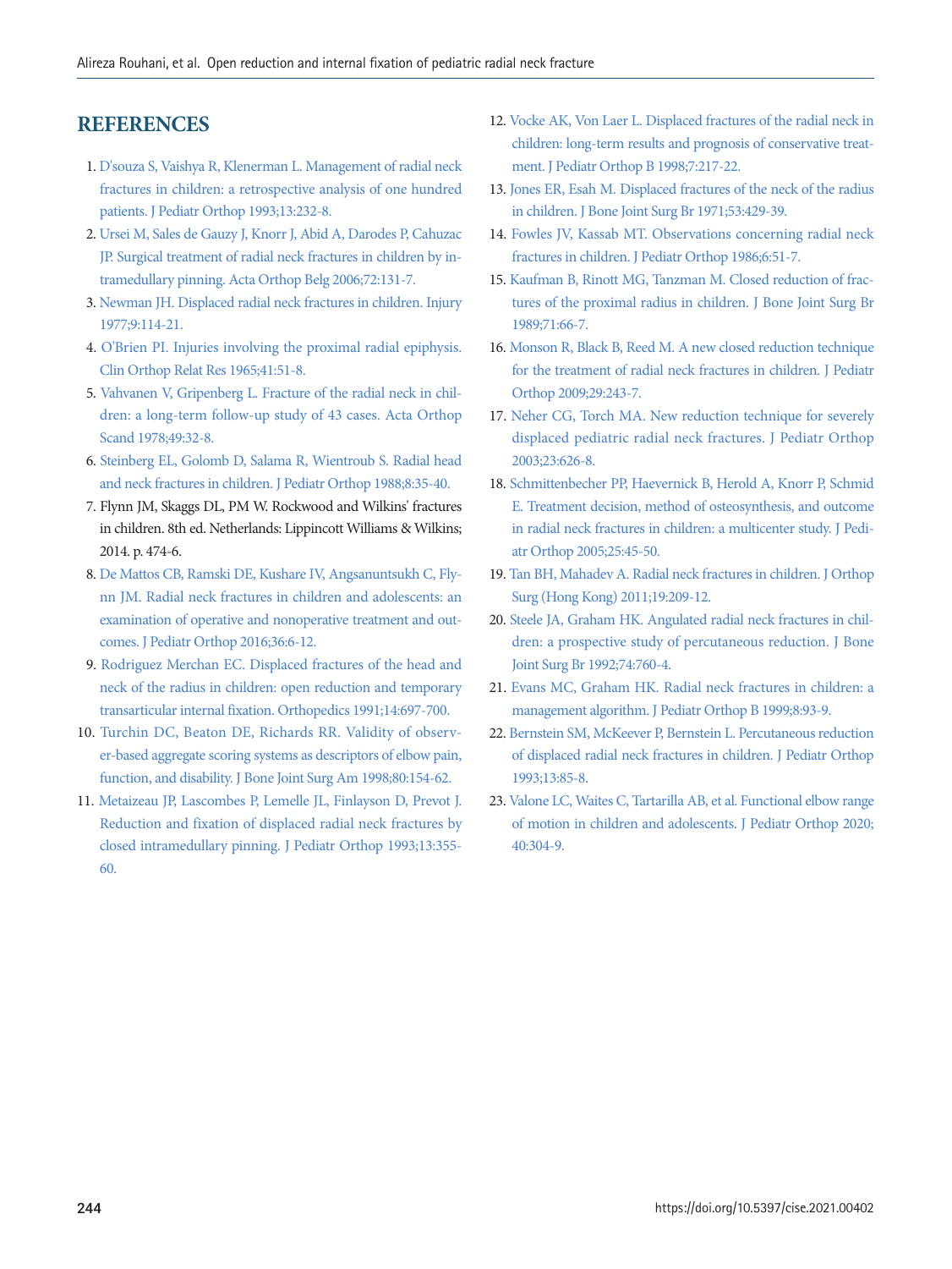## REFERENCES

1. D'souza S, Vaishya R, Klenerman L. Management of radial neck fractures in children: a retrospective analysis of one hundred patients. J Pediatr Orthop 1993;13:232-8.
2. Ursei M, Sales de Gauzy J, Knorr J, Abid A, Darodes P, Cahuzac JP. Surgical treatment of radial neck fractures in children by intramedullary pinning. Acta Orthop Belg 2006;72:131-7.
3. Newman JH. Displaced radial neck fractures in children. Injury 1977;9:114-21.
4. O'Brien PI. Injuries involving the proximal radial epiphysis. Clin Orthop Relat Res 1965;41:51-8.
5. Vahvanen V, Gripenberg L. Fracture of the radial neck in children: a long-term follow-up study of 43 cases. Acta Orthop Scand 1978;49:32-8.
6. Steinberg EL, Golomb D, Salama R, Wientroub S. Radial head and neck fractures in children. J Pediatr Orthop 1988;8:35-40.
7. Flynn JM, Skaggs DL, PM W. Rockwood and Wilkins' fractures in children. 8th ed. Netherlands: Lippincott Williams & Wilkins; 2014. p. 474-6.
8. De Mattos CB, Ramski DE, Kushare IV, Angsanuntsukh C, Flynn JM. Radial neck fractures in children and adolescents: an examination of operative and nonoperative treatment and outcomes. J Pediatr Orthop 2016;36:6-12.
9. Rodriguez Merchan EC. Displaced fractures of the head and neck of the radius in children: open reduction and temporary transarticular internal fixation. Orthopedics 1991;14:697-700.
10. Turchin DC, Beaton DE, Richards RR. Validity of observer-based aggregate scoring systems as descriptors of elbow pain, function, and disability. J Bone Joint Surg Am 1998;80:154-62.
11. Metaizeau JP, Lascombes P, Lemelle JL, Finlayson D, Prevot J. Reduction and fixation of displaced radial neck fractures by closed intramedullary pinning. J Pediatr Orthop 1993;13:355-60.
12. Vocke AK, Von Laer L. Displaced fractures of the radial neck in children: long-term results and prognosis of conservative treatment. J Pediatr Orthop B 1998;7:217-22.
13. Jones ER, Esah M. Displaced fractures of the neck of the radius in children. J Bone Joint Surg Br 1971;53:429-39.
14. Fowles JV, Kassab MT. Observations concerning radial neck fractures in children. J Pediatr Orthop 1986;6:51-7.
15. Kaufman B, Rinott MG, Tanzman M. Closed reduction of fractures of the proximal radius in children. J Bone Joint Surg Br 1989;71:66-7.
16. Monson R, Black B, Reed M. A new closed reduction technique for the treatment of radial neck fractures in children. J Pediatr Orthop 2009;29:243-7.
17. Neher CG, Torch MA. New reduction technique for severely displaced pediatric radial neck fractures. J Pediatr Orthop 2003;23:626-8.
18. Schmittenbecher PP, Haevernick B, Herold A, Knorr P, Schmid E. Treatment decision, method of osteosynthesis, and outcome in radial neck fractures in children: a multicenter study. J Pediatr Orthop 2005;25:45-50.
19. Tan BH, Mahadev A. Radial neck fractures in children. J Orthop Surg (Hong Kong) 2011;19:209-12.
20. Steele JA, Graham HK. Angulated radial neck fractures in children: a prospective study of percutaneous reduction. J Bone Joint Surg Br 1992;74:760-4.
21. Evans MC, Graham HK. Radial neck fractures in children: a management algorithm. J Pediatr Orthop B 1999;8:93-9.
22. Bernstein SM, McKeever P, Bernstein L. Percutaneous reduction of displaced radial neck fractures in children. J Pediatr Orthop 1993;13:85-8.
23. Valone LC, Waites C, Tartarilla AB, et al. Functional elbow range of motion in children and adolescents. J Pediatr Orthop 2020;40:304-9.